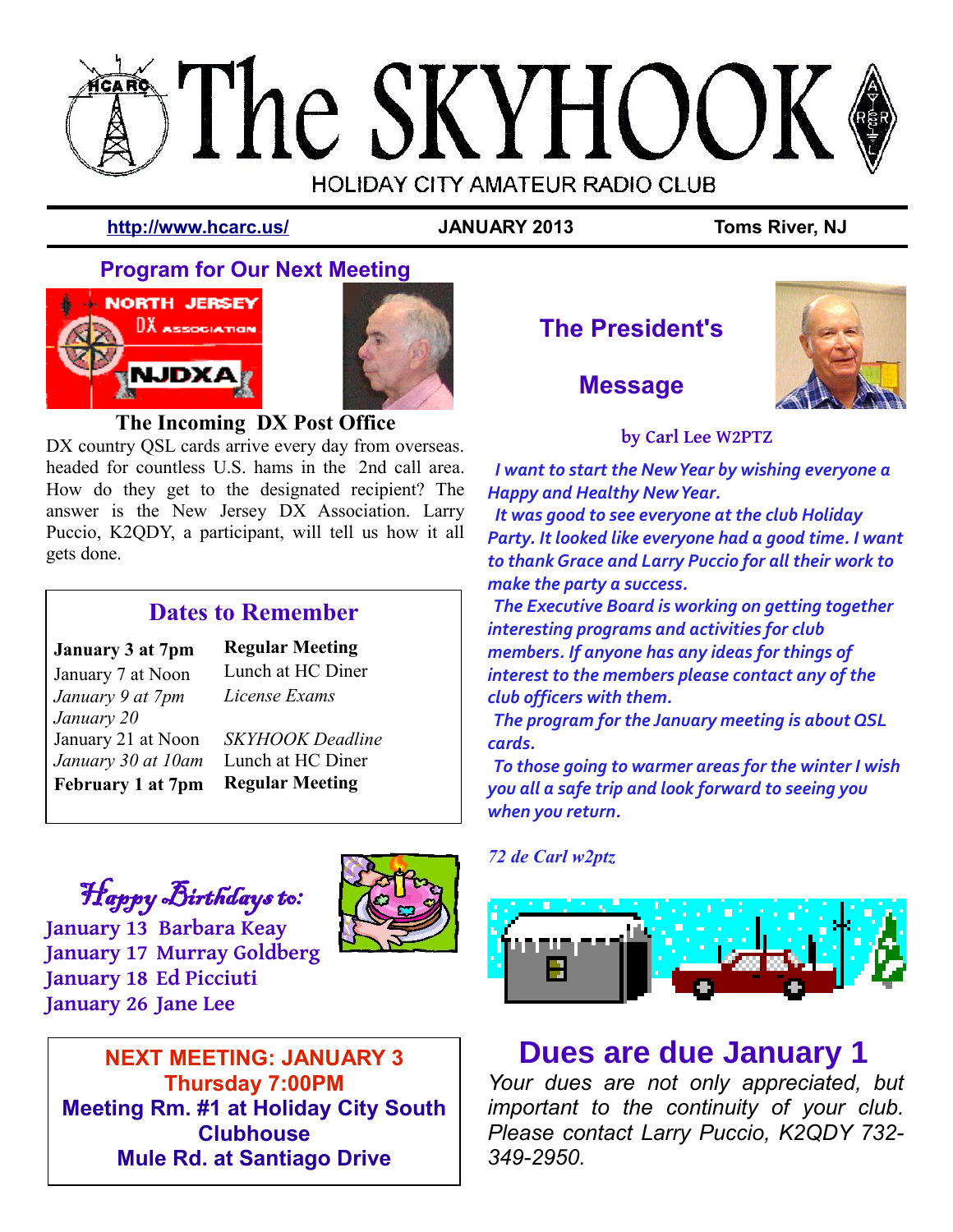# The SKYHOOK

HOLIDAY CITY AMATEUR RADIO CLUB

http://www.hcarc.us/ | JANUARY 2013 | Toms River, NJ

## Program for Our Next Meeting

### The Incoming DX Post Office

DX country QSL cards arrive every day from overseas. headed for countless U.S. hams in the 2nd call area. How do they get to the designated recipient? The answer is the New Jersey DX Association. Larry Puccio, K2QDY, a participant, will tell us how it all gets done.

## Dates to Remember

| | |
|---|---|
| **January 3 at 7pm** | **Regular Meeting** |
| January 7 at Noon | Lunch at HC Diner |
| *January 9 at 7pm* | *License Exams* |
| *January 20* | *SKYHOOK Deadline* |
| January 21 at Noon | Lunch at HC Diner |
| *January 30 at 10am* | |
| **February 1 at 7pm** | **Regular Meeting** |

## Happy Birthdays to:

January 13 Barbara Keay
January 17 Murray Goldberg
January 18 Ed Picciuti
January 26 Jane Lee

**NEXT MEETING: JANUARY 3**
**Thursday 7:00PM**
**Meeting Rm. #1 at Holiday City South Clubhouse**
**Mule Rd. at Santiago Drive**

## The President's Message

**by Carl Lee W2PTZ**

*I want to start the New Year by wishing everyone a Happy and Healthy New Year.*

*It was good to see everyone at the club Holiday Party. It looked like everyone had a good time. I want to thank Grace and Larry Puccio for all their work to make the party a success.*

*The Executive Board is working on getting together interesting programs and activities for club members. If anyone has any ideas for things of interest to the members please contact any of the club officers with them.*

*The program for the January meeting is about QSL cards.*

*To those going to warmer areas for the winter I wish you all a safe trip and look forward to seeing you when you return.*

*72 de Carl w2ptz*

## Dues are due January 1

*Your dues are not only appreciated, but important to the continuity of your club. Please contact Larry Puccio, K2QDY 732-349-2950.*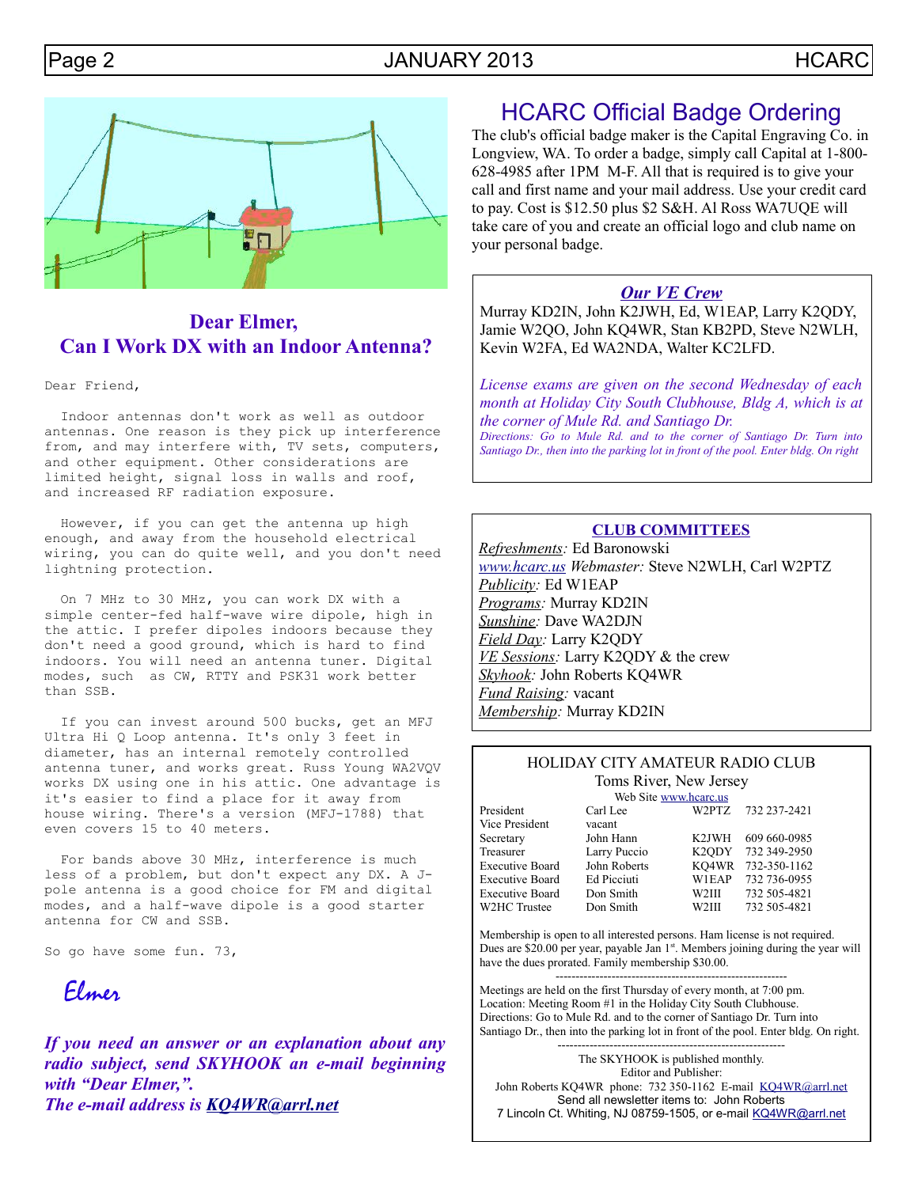## Dear Elmer,
## Can I Work DX with an Indoor Antenna?

Dear Friend,

Indoor antennas don't work as well as outdoor antennas. One reason is they pick up interference from, and may interfere with, TV sets, computers, and other equipment. Other considerations are limited height, signal loss in walls and roof, and increased RF radiation exposure.

However, if you can get the antenna up high enough, and away from the household electrical wiring, you can do quite well, and you don't need lightning protection.

On 7 MHz to 30 MHz, you can work DX with a simple center-fed half-wave wire dipole, high in the attic. I prefer dipoles indoors because they don't need a good ground, which is hard to find indoors. You will need an antenna tuner. Digital modes, such as CW, RTTY and PSK31 work better than SSB.

If you can invest around 500 bucks, get an MFJ Ultra Hi Q Loop antenna. It's only 3 feet in diameter, has an internal remotely controlled antenna tuner, and works great. Russ Young WA2VQV works DX using one in his attic. One advantage is it's easier to find a place for it away from house wiring. There's a version (MFJ-1788) that even covers 15 to 40 meters.

For bands above 30 MHz, interference is much less of a problem, but don't expect any DX. A J-pole antenna is a good choice for FM and digital modes, and a half-wave dipole is a good starter antenna for CW and SSB.

So go have some fun. 73,

*Elmer*

***If you need an answer or an explanation about any radio subject, send SKYHOOK an e-mail beginning with "Dear Elmer,".***
***The e-mail address is KQ4WR@arrl.net***

# HCARC Official Badge Ordering

The club's official badge maker is the Capital Engraving Co. in Longview, WA. To order a badge, simply call Capital at 1-800-628-4985 after 1PM M-F. All that is required is to give your call and first name and your mail address. Use your credit card to pay. Cost is $12.50 plus $2 S&H. Al Ross WA7UQE will take care of you and create an official logo and club name on your personal badge.

### *Our VE Crew*

Murray KD2IN, John K2JWH, Ed, W1EAP, Larry K2QDY, Jamie W2QO, John KQ4WR, Stan KB2PD, Steve N2WLH, Kevin W2FA, Ed WA2NDA, Walter KC2LFD.

*License exams are given on the second Wednesday of each month at Holiday City South Clubhouse, Bldg A, which is at the corner of Mule Rd. and Santiago Dr.*
*Directions: Go to Mule Rd. and to the corner of Santiago Dr. Turn into Santiago Dr., then into the parking lot in front of the pool. Enter bldg. On right*

### CLUB COMMITTEES

*Refreshments:* Ed Baronowski
www.hcarc.us *Webmaster:* Steve N2WLH, Carl W2PTZ
*Publicity:* Ed W1EAP
*Programs:* Murray KD2IN
*Sunshine:* Dave WA2DJN
*Field Day:* Larry K2QDY
*VE Sessions:* Larry K2QDY & the crew
*Skyhook:* John Roberts KQ4WR
*Fund Raising:* vacant
*Membership:* Murray KD2IN

### HOLIDAY CITY AMATEUR RADIO CLUB
Toms River, New Jersey
Web Site www.hcarc.us

| | | | |
|---|---|---|---|
| President | Carl Lee | W2PTZ | 732 237-2421 |
| Vice President | vacant | | |
| Secretary | John Hann | K2JWH | 609 660-0985 |
| Treasurer | Larry Puccio | K2QDY | 732 349-2950 |
| Executive Board | John Roberts | KQ4WR | 732-350-1162 |
| Executive Board | Ed Picciuti | W1EAP | 732 736-0955 |
| Executive Board | Don Smith | W2III | 732 505-4821 |
| W2HC Trustee | Don Smith | W2III | 732 505-4821 |

Membership is open to all interested persons. Ham license is not required. Dues are $20.00 per year, payable Jan 1st. Members joining during the year will have the dues prorated. Family membership $30.00.

---

Meetings are held on the first Thursday of every month, at 7:00 pm.
Location: Meeting Room #1 in the Holiday City South Clubhouse.
Directions: Go to Mule Rd. and to the corner of Santiago Dr. Turn into Santiago Dr., then into the parking lot in front of the pool. Enter bldg. On right.

---

The SKYHOOK is published monthly.
Editor and Publisher:
John Roberts KQ4WR phone: 732 350-1162 E-mail KQ4WR@arrl.net
Send all newsletter items to: John Roberts
7 Lincoln Ct. Whiting, NJ 08759-1505, or e-mail KQ4WR@arrl.net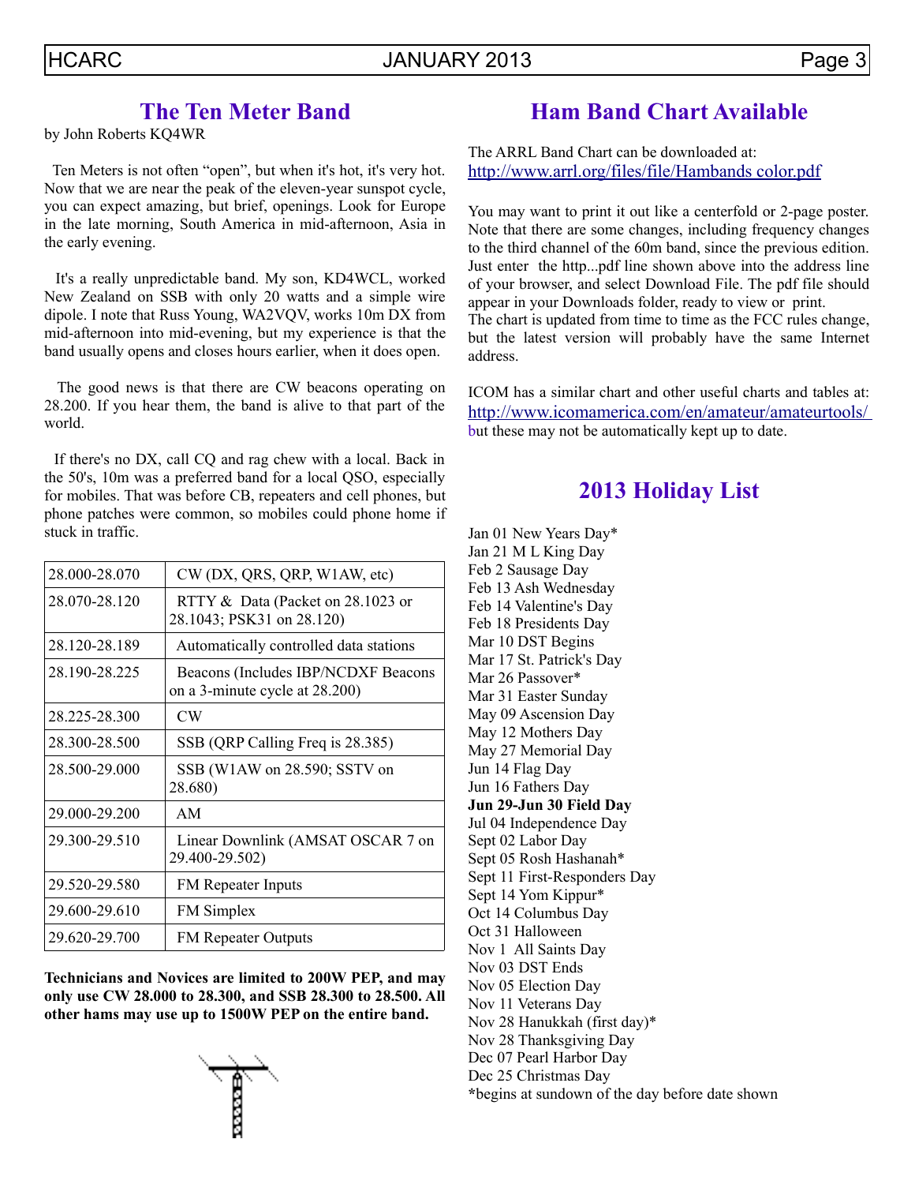## The Ten Meter Band

by John Roberts KQ4WR

Ten Meters is not often "open", but when it's hot, it's very hot. Now that we are near the peak of the eleven-year sunspot cycle, you can expect amazing, but brief, openings. Look for Europe in the late morning, South America in mid-afternoon, Asia in the early evening.

It's a really unpredictable band. My son, KD4WCL, worked New Zealand on SSB with only 20 watts and a simple wire dipole. I note that Russ Young, WA2VQV, works 10m DX from mid-afternoon into mid-evening, but my experience is that the band usually opens and closes hours earlier, when it does open.

The good news is that there are CW beacons operating on 28.200. If you hear them, the band is alive to that part of the world.

If there's no DX, call CQ and rag chew with a local. Back in the 50's, 10m was a preferred band for a local QSO, especially for mobiles. That was before CB, repeaters and cell phones, but phone patches were common, so mobiles could phone home if stuck in traffic.

| 28.000-28.070 | CW (DX, QRS, QRP, W1AW, etc) |
|---|---|
| 28.070-28.120 | RTTY & Data (Packet on 28.1023 or 28.1043; PSK31 on 28.120) |
| 28.120-28.189 | Automatically controlled data stations |
| 28.190-28.225 | Beacons (Includes IBP/NCDXF Beacons on a 3-minute cycle at 28.200) |
| 28.225-28.300 | CW |
| 28.300-28.500 | SSB (QRP Calling Freq is 28.385) |
| 28.500-29.000 | SSB (W1AW on 28.590; SSTV on 28.680) |
| 29.000-29.200 | AM |
| 29.300-29.510 | Linear Downlink (AMSAT OSCAR 7 on 29.400-29.502) |
| 29.520-29.580 | FM Repeater Inputs |
| 29.600-29.610 | FM Simplex |
| 29.620-29.700 | FM Repeater Outputs |

**Technicians and Novices are limited to 200W PEP, and may only use CW 28.000 to 28.300, and SSB 28.300 to 28.500. All other hams may use up to 1500W PEP on the entire band.**

## Ham Band Chart Available

The ARRL Band Chart can be downloaded at:
http://www.arrl.org/files/file/Hambands color.pdf

You may want to print it out like a centerfold or 2-page poster. Note that there are some changes, including frequency changes to the third channel of the 60m band, since the previous edition. Just enter the http...pdf line shown above into the address line of your browser, and select Download File. The pdf file should appear in your Downloads folder, ready to view or print.
The chart is updated from time to time as the FCC rules change, but the latest version will probably have the same Internet address.

ICOM has a similar chart and other useful charts and tables at:
http://www.icomamerica.com/en/amateur/amateurtools/
but these may not be automatically kept up to date.

## 2013 Holiday List

Jan 01 New Years Day*
Jan 21 M L King Day
Feb 2 Sausage Day
Feb 13 Ash Wednesday
Feb 14 Valentine's Day
Feb 18 Presidents Day
Mar 10 DST Begins
Mar 17 St. Patrick's Day
Mar 26 Passover*
Mar 31 Easter Sunday
May 09 Ascension Day
May 12 Mothers Day
May 27 Memorial Day
Jun 14 Flag Day
Jun 16 Fathers Day
**Jun 29-Jun 30 Field Day**
Jul 04 Independence Day
Sept 02 Labor Day
Sept 05 Rosh Hashanah*
Sept 11 First-Responders Day
Sept 14 Yom Kippur*
Oct 14 Columbus Day
Oct 31 Halloween
Nov 1 All Saints Day
Nov 03 DST Ends
Nov 05 Election Day
Nov 11 Veterans Day
Nov 28 Hanukkah (first day)*
Nov 28 Thanksgiving Day
Dec 07 Pearl Harbor Day
Dec 25 Christmas Day
*begins at sundown of the day before date shown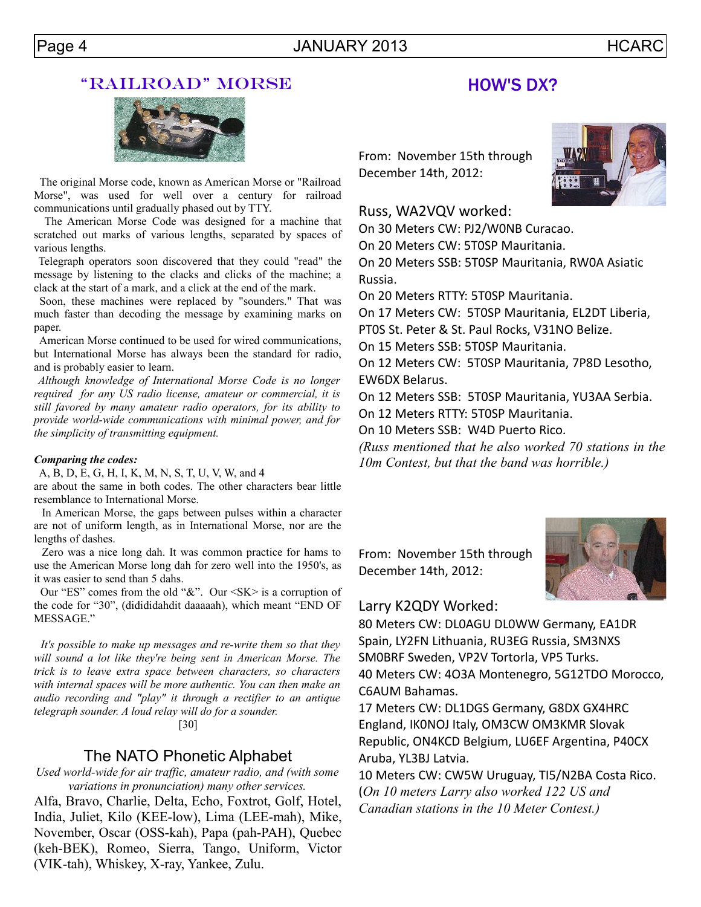## "RAILROAD" MORSE

The original Morse code, known as American Morse or "Railroad Morse", was used for well over a century for railroad communications until gradually phased out by TTY.

The American Morse Code was designed for a machine that scratched out marks of various lengths, separated by spaces of various lengths.

Telegraph operators soon discovered that they could "read" the message by listening to the clacks and clicks of the machine; a clack at the start of a mark, and a click at the end of the mark.

Soon, these machines were replaced by "sounders." That was much faster than decoding the message by examining marks on paper.

American Morse continued to be used for wired communications, but International Morse has always been the standard for radio, and is probably easier to learn.

*Although knowledge of International Morse Code is no longer required for any US radio license, amateur or commercial, it is still favored by many amateur radio operators, for its ability to provide world-wide communications with minimal power, and for the simplicity of transmitting equipment.*

***Comparing the codes:***

A, B, D, E, G, H, I, K, M, N, S, T, U, V, W, and 4 are about the same in both codes. The other characters bear little resemblance to International Morse.

In American Morse, the gaps between pulses within a character are not of uniform length, as in International Morse, nor are the lengths of dashes.

Zero was a nice long dah. It was common practice for hams to use the American Morse long dah for zero well into the 1950's, as it was easier to send than 5 dahs.

Our "ES" comes from the old "&". Our <SK> is a corruption of the code for "30", (didididahdit daaaaah), which meant "END OF MESSAGE."

*It's possible to make up messages and re-write them so that they will sound a lot like they're being sent in American Morse. The trick is to leave extra space between characters, so characters with internal spaces will be more authentic. You can then make an audio recording and "play" it through a rectifier to an antique telegraph sounder. A loud relay will do for a sounder.*

[30]

## The NATO Phonetic Alphabet

*Used world-wide for air traffic, amateur radio, and (with some variations in pronunciation) many other services.*

Alfa, Bravo, Charlie, Delta, Echo, Foxtrot, Golf, Hotel, India, Juliet, Kilo (KEE-low), Lima (LEE-mah), Mike, November, Oscar (OSS-kah), Papa (pah-PAH), Quebec (keh-BEK), Romeo, Sierra, Tango, Uniform, Victor (VIK-tah), Whiskey, X-ray, Yankee, Zulu.

## HOW'S DX?

From: November 15th through December 14th, 2012:

### Russ, WA2VQV worked:

On 30 Meters CW: PJ2/W0NB Curacao.
On 20 Meters CW: 5T0SP Mauritania.
On 20 Meters SSB: 5T0SP Mauritania, RW0A Asiatic Russia.
On 20 Meters RTTY: 5T0SP Mauritania.
On 17 Meters CW: 5T0SP Mauritania, EL2DT Liberia, PT0S St. Peter & St. Paul Rocks, V31NO Belize.
On 15 Meters SSB: 5T0SP Mauritania.
On 12 Meters CW: 5T0SP Mauritania, 7P8D Lesotho, EW6DX Belarus.
On 12 Meters SSB: 5T0SP Mauritania, YU3AA Serbia.
On 12 Meters RTTY: 5T0SP Mauritania.
On 10 Meters SSB: W4D Puerto Rico.
*(Russ mentioned that he also worked 70 stations in the 10m Contest, but that the band was horrible.)*

From: November 15th through December 14th, 2012:

### Larry K2QDY Worked:

80 Meters CW: DL0AGU DL0WW Germany, EA1DR Spain, LY2FN Lithuania, RU3EG Russia, SM3NXS SM0BRF Sweden, VP2V Tortorla, VP5 Turks.
40 Meters CW: 4O3A Montenegro, 5G12TDO Morocco, C6AUM Bahamas.
17 Meters CW: DL1DGS Germany, G8DX GX4HRC England, IK0NOJ Italy, OM3CW OM3KMR Slovak Republic, ON4KCD Belgium, LU6EF Argentina, P40CX Aruba, YL3BJ Latvia.
10 Meters CW: CW5W Uruguay, TI5/N2BA Costa Rico.
(*On 10 meters Larry also worked 122 US and Canadian stations in the 10 Meter Contest.)*